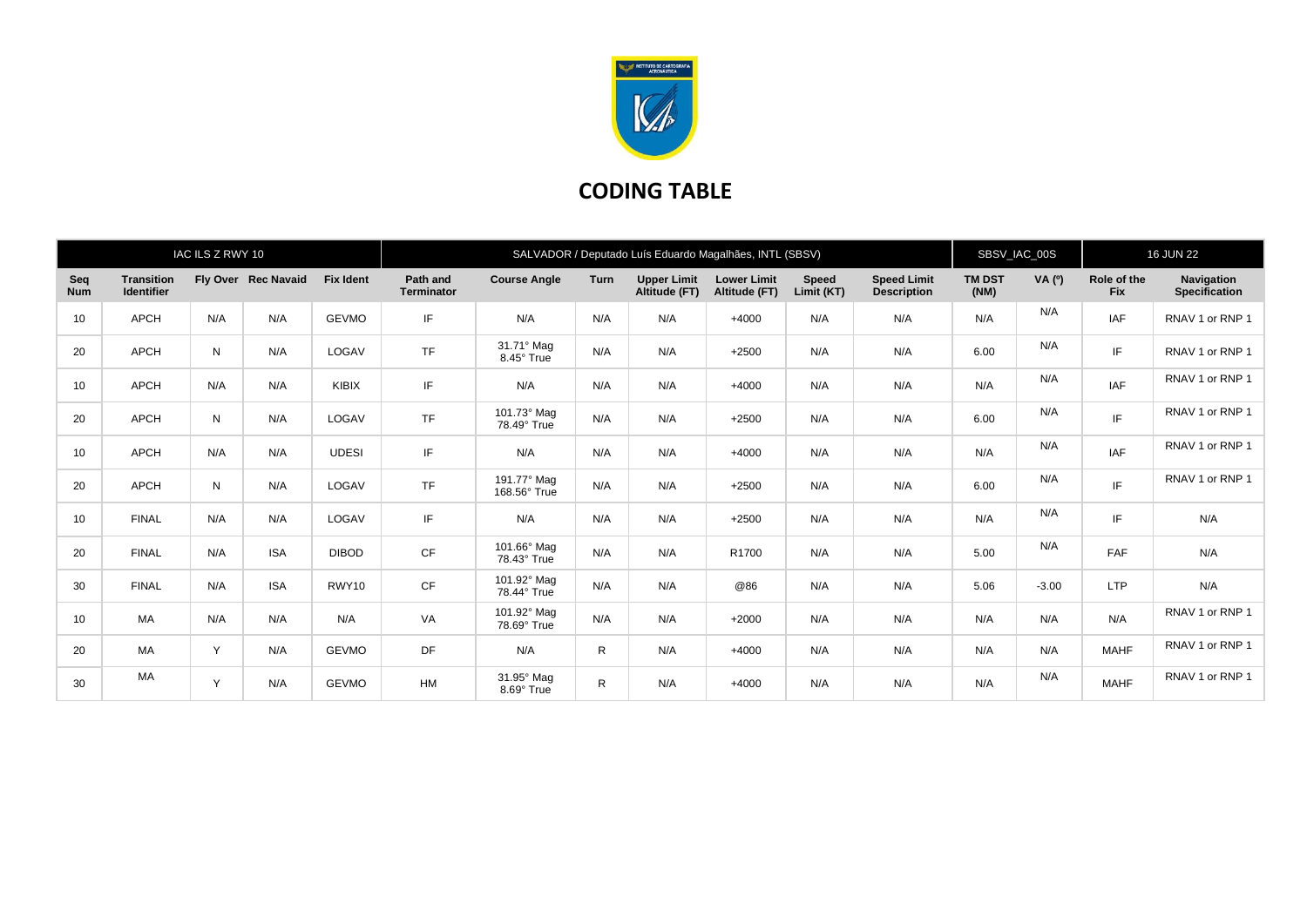# CODING TABLE

| IAC ILS Z RWY 10 | | | | | SALVADOR / Deputado Luís Eduardo Magalhães, INTL (SBSV) | | | | | | SBSV_IAC_00S | | 16 JUN 22 | |
|---|---|---|---|---|---|---|---|---|---|---|---|---|---|---|
| **Seq Num** | **Transition Identifier** | **Fly Over** | **Rec Navaid** | **Fix Ident** | **Path and Terminator** | **Course Angle** | **Turn** | **Upper Limit Altitude (FT)** | **Lower Limit Altitude (FT)** | **Speed Limit (KT)** | **Speed Limit Description** | **TM DST (NM)** | **VA (º)** | **Role of the Fix** | **Navigation Specification** |
| 10 | APCH | N/A | N/A | GEVMO | IF | N/A | N/A | N/A | +4000 | N/A | N/A | N/A | N/A | IAF | RNAV 1 or RNP 1 |
| 20 | APCH | N | N/A | LOGAV | TF | 31.71° Mag 8.45° True | N/A | N/A | +2500 | N/A | N/A | 6.00 | N/A | IF | RNAV 1 or RNP 1 |
| 10 | APCH | N/A | N/A | KIBIX | IF | N/A | N/A | N/A | +4000 | N/A | N/A | N/A | N/A | IAF | RNAV 1 or RNP 1 |
| 20 | APCH | N | N/A | LOGAV | TF | 101.73° Mag 78.49° True | N/A | N/A | +2500 | N/A | N/A | 6.00 | N/A | IF | RNAV 1 or RNP 1 |
| 10 | APCH | N/A | N/A | UDESI | IF | N/A | N/A | N/A | +4000 | N/A | N/A | N/A | N/A | IAF | RNAV 1 or RNP 1 |
| 20 | APCH | N | N/A | LOGAV | TF | 191.77° Mag 168.56° True | N/A | N/A | +2500 | N/A | N/A | 6.00 | N/A | IF | RNAV 1 or RNP 1 |
| 10 | FINAL | N/A | N/A | LOGAV | IF | N/A | N/A | N/A | +2500 | N/A | N/A | N/A | N/A | IF | N/A |
| 20 | FINAL | N/A | ISA | DIBOD | CF | 101.66° Mag 78.43° True | N/A | N/A | R1700 | N/A | N/A | 5.00 | N/A | FAF | N/A |
| 30 | FINAL | N/A | ISA | RWY10 | CF | 101.92° Mag 78.44° True | N/A | N/A | @86 | N/A | N/A | 5.06 | -3.00 | LTP | N/A |
| 10 | MA | N/A | N/A | N/A | VA | 101.92° Mag 78.69° True | N/A | N/A | +2000 | N/A | N/A | N/A | N/A | N/A | RNAV 1 or RNP 1 |
| 20 | MA | Y | N/A | GEVMO | DF | N/A | R | N/A | +4000 | N/A | N/A | N/A | N/A | MAHF | RNAV 1 or RNP 1 |
| 30 | MA | Y | N/A | GEVMO | HM | 31.95° Mag 8.69° True | R | N/A | +4000 | N/A | N/A | N/A | N/A | MAHF | RNAV 1 or RNP 1 |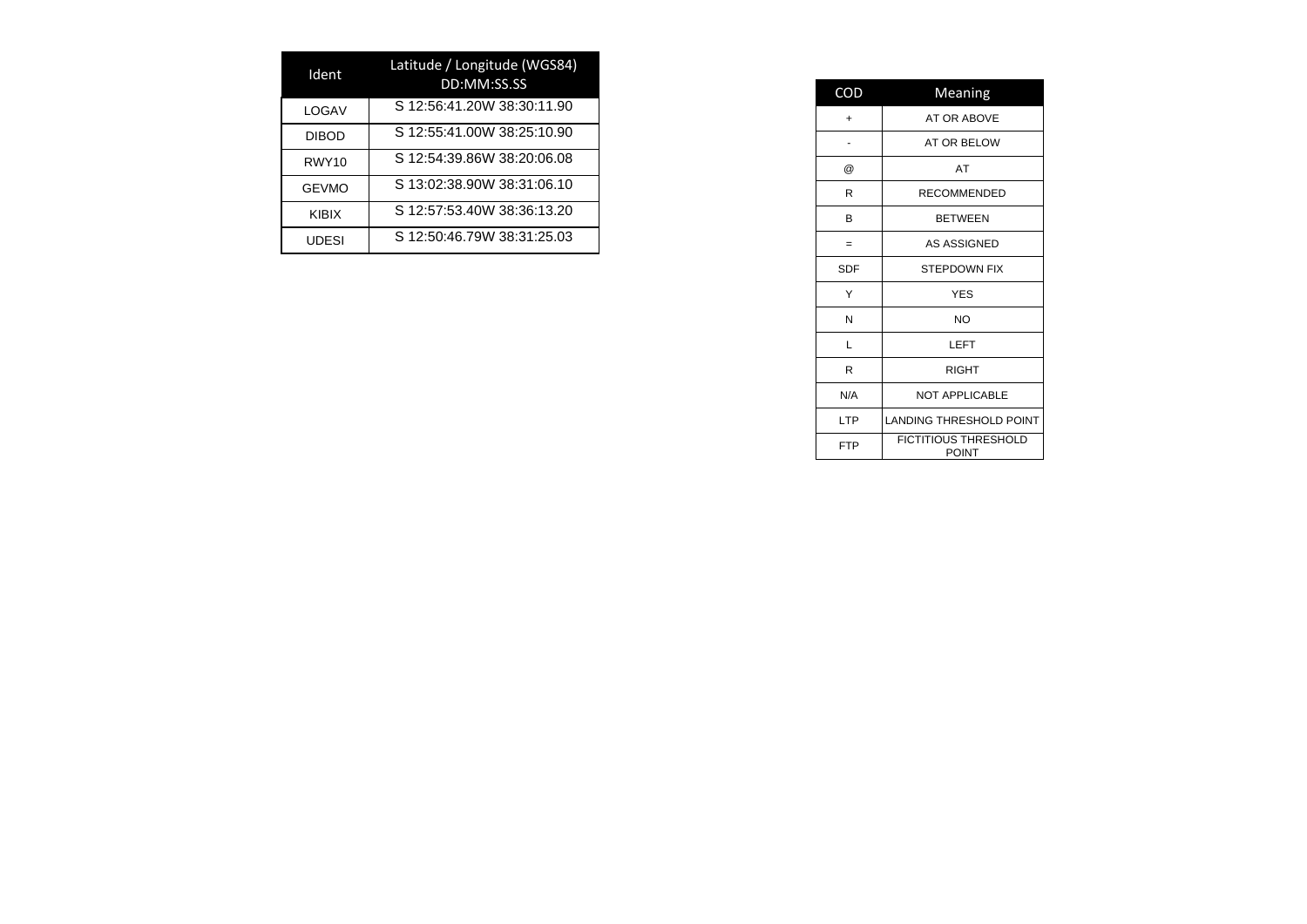| Ident | Latitude / Longitude (WGS84) DD:MM:SS.SS |
|---|---|
| LOGAV | S 12:56:41.20W 38:30:11.90 |
| DIBOD | S 12:55:41.00W 38:25:10.90 |
| RWY10 | S 12:54:39.86W 38:20:06.08 |
| GEVMO | S 13:02:38.90W 38:31:06.10 |
| KIBIX | S 12:57:53.40W 38:36:13.20 |
| UDESI | S 12:50:46.79W 38:31:25.03 |

| COD | Meaning |
|---|---|
| + | AT OR ABOVE |
| - | AT OR BELOW |
| @ | AT |
| R | RECOMMENDED |
| B | BETWEEN |
| = | AS ASSIGNED |
| SDF | STEPDOWN FIX |
| Y | YES |
| N | NO |
| L | LEFT |
| R | RIGHT |
| N/A | NOT APPLICABLE |
| LTP | LANDING THRESHOLD POINT |
| FTP | FICTITIOUS THRESHOLD POINT |